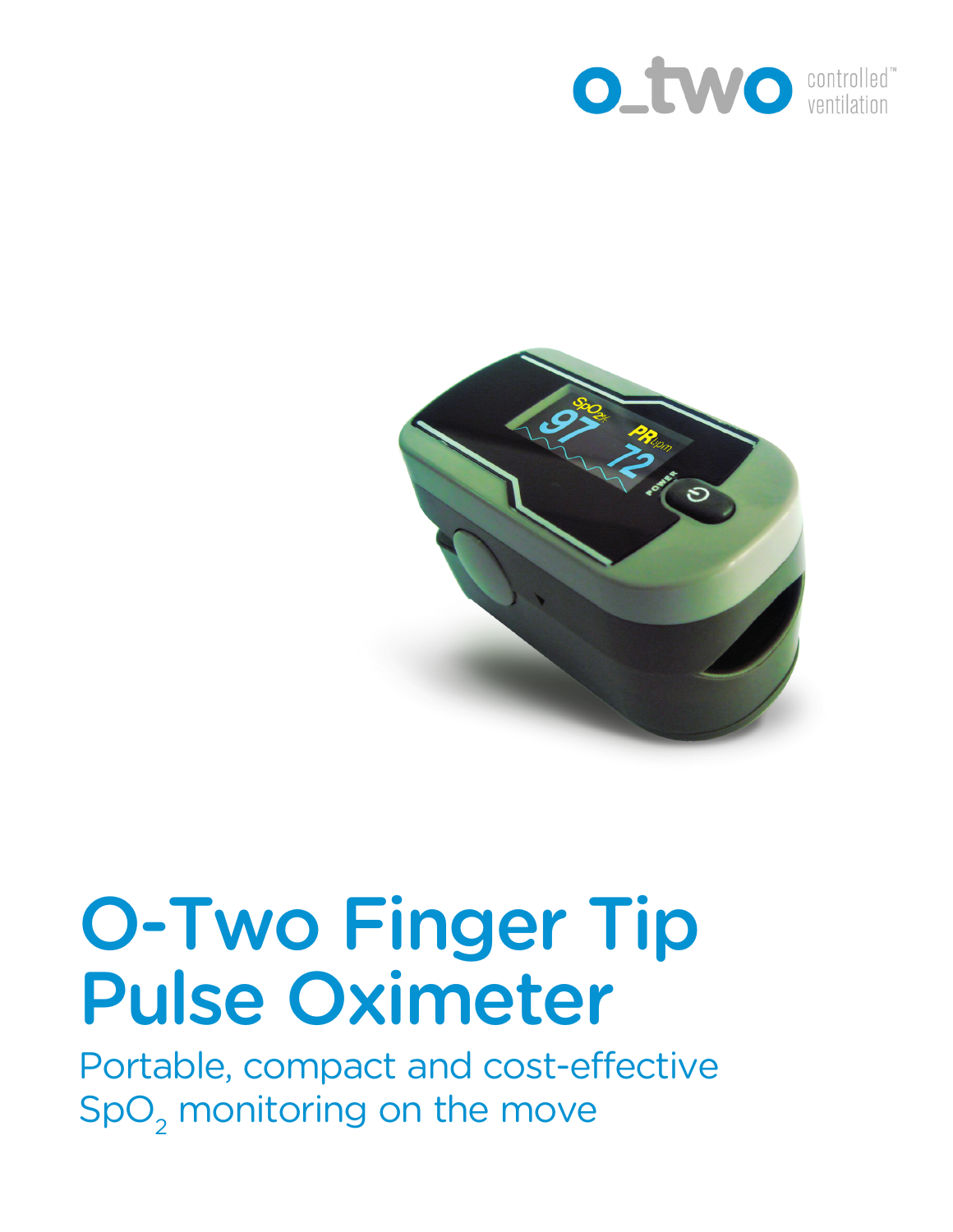o_two controlled™ ventilation

# O-Two Finger Tip Pulse Oximeter

Portable, compact and cost-effective $SpO_2$ monitoring on the move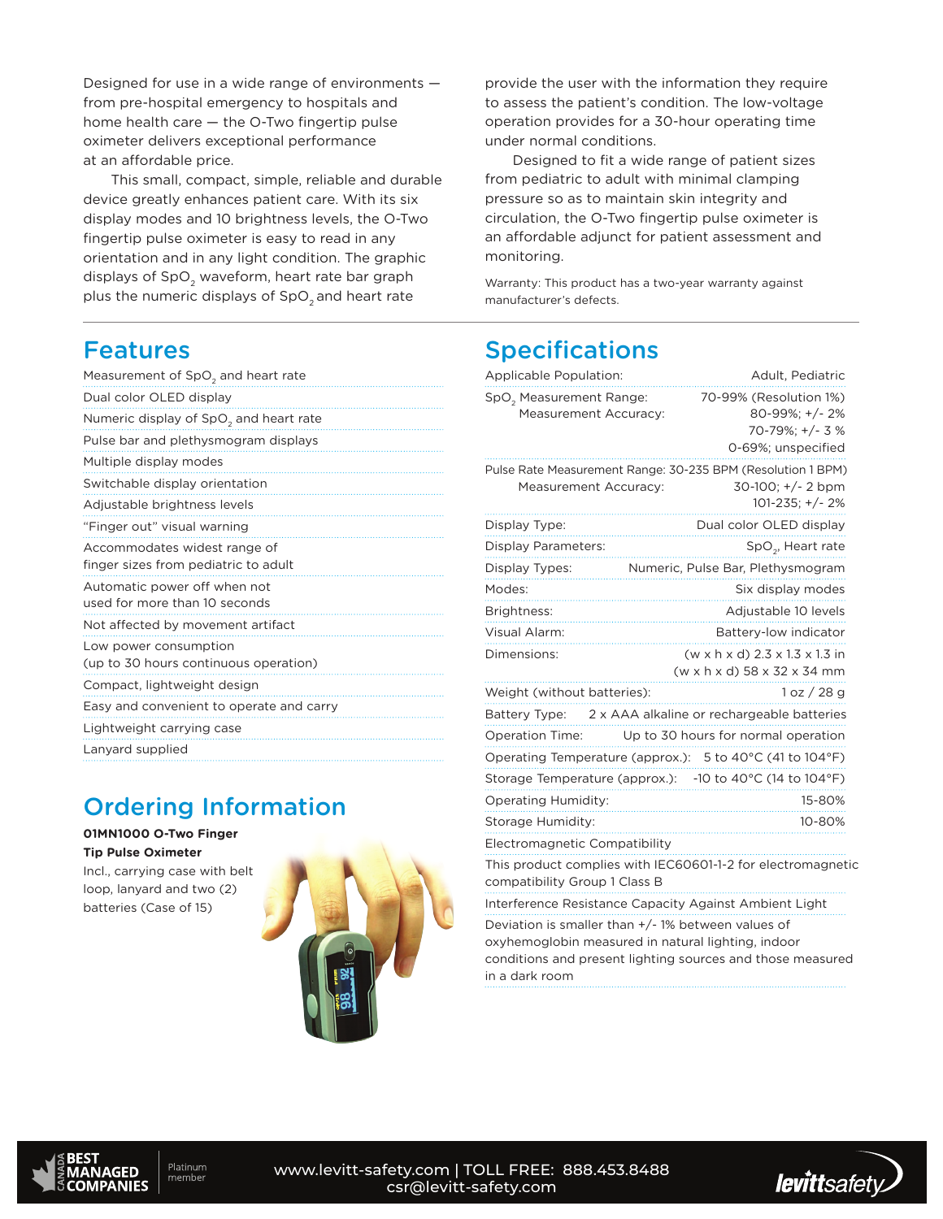Designed for use in a wide range of environments — from pre-hospital emergency to hospitals and home health care — the O-Two fingertip pulse oximeter delivers exceptional performance at an affordable price.

This small, compact, simple, reliable and durable device greatly enhances patient care. With its six display modes and 10 brightness levels, the O-Two fingertip pulse oximeter is easy to read in any orientation and in any light condition. The graphic displays of $SpO_2$ waveform, heart rate bar graph plus the numeric displays of $SpO_2$ and heart rate provide the user with the information they require to assess the patient's condition. The low-voltage operation provides for a 30-hour operating time under normal conditions.

Designed to fit a wide range of patient sizes from pediatric to adult with minimal clamping pressure so as to maintain skin integrity and circulation, the O-Two fingertip pulse oximeter is an affordable adjunct for patient assessment and monitoring.

Warranty: This product has a two-year warranty against manufacturer's defects.

## Features

- Measurement of $SpO_2$ and heart rate
- Dual color OLED display
- Numeric display of $SpO_2$ and heart rate
- Pulse bar and plethysmogram displays
- Multiple display modes
- Switchable display orientation
- Adjustable brightness levels
- "Finger out" visual warning
- Accommodates widest range of finger sizes from pediatric to adult
- Automatic power off when not used for more than 10 seconds
- Not affected by movement artifact
- Low power consumption (up to 30 hours continuous operation)
- Compact, lightweight design
- Easy and convenient to operate and carry
- Lightweight carrying case
- Lanyard supplied

## Ordering Information

**01MN1000 O-Two Finger Tip Pulse Oximeter**
Incl., carrying case with belt loop, lanyard and two (2) batteries (Case of 15)

## Specifications

| | |
|---|---|
| Applicable Population: | Adult, Pediatric |
| $SpO_2$ Measurement Range: | 70-99% (Resolution 1%) |
| Measurement Accuracy: | 80-99%; +/- 2%<br>70-79%; +/- 3 %<br>0-69%; unspecified |
| Pulse Rate Measurement Range: | 30-235 BPM (Resolution 1 BPM) |
| Measurement Accuracy: | 30-100; +/- 2 bpm<br>101-235; +/- 2% |
| Display Type: | Dual color OLED display |
| Display Parameters: | $SpO_2$, Heart rate |
| Display Types: | Numeric, Pulse Bar, Plethysmogram |
| Modes: | Six display modes |
| Brightness: | Adjustable 10 levels |
| Visual Alarm: | Battery-low indicator |
| Dimensions: | (w x h x d) 2.3 x 1.3 x 1.3 in<br>(w x h x d) 58 x 32 x 34 mm |
| Weight (without batteries): | 1 oz / 28 g |
| Battery Type: | 2 x AAA alkaline or rechargeable batteries |
| Operation Time: | Up to 30 hours for normal operation |
| Operating Temperature (approx.): | 5 to 40°C (41 to 104°F) |
| Storage Temperature (approx.): | -10 to 40°C (14 to 104°F) |
| Operating Humidity: | 15-80% |
| Storage Humidity: | 10-80% |

Electromagnetic Compatibility

This product complies with IEC60601-1-2 for electromagnetic compatibility Group 1 Class B

Interference Resistance Capacity Against Ambient Light

Deviation is smaller than +/- 1% between values of oxyhemoglobin measured in natural lighting, indoor conditions and present lighting sources and those measured in a dark room

www.levitt-safety.com | TOLL FREE: 888.453.8488
csr@levitt-safety.com